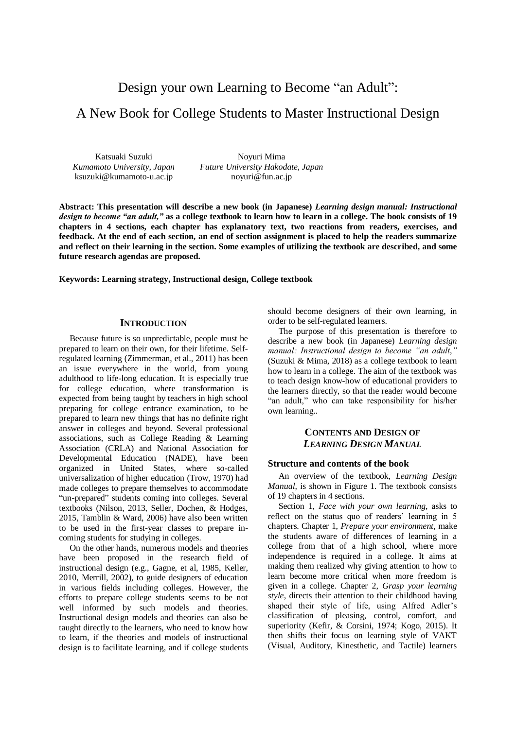# Design your own Learning to Become "an Adult": A New Book for College Students to Master Instructional Design

Katsuaki Suzuki
*Kumamoto University, Japan*
ksuzuki@kumamoto-u.ac.jp

Noyuri Mima
*Future University Hakodate, Japan*
noyuri@fun.ac.jp

**Abstract: This presentation will describe a new book (in Japanese) *Learning design manual: Instructional design to become "an adult,"* as a college textbook to learn how to learn in a college. The book consists of 19 chapters in 4 sections, each chapter has explanatory text, two reactions from readers, exercises, and feedback. At the end of each section, an end of section assignment is placed to help the readers summarize and reflect on their learning in the section. Some examples of utilizing the textbook are described, and some future research agendas are proposed.**

**Keywords: Learning strategy, Instructional design, College textbook**

## INTRODUCTION

Because future is so unpredictable, people must be prepared to learn on their own, for their lifetime. Self-regulated learning (Zimmerman, et al., 2011) has been an issue everywhere in the world, from young adulthood to life-long education. It is especially true for college education, where transformation is expected from being taught by teachers in high school preparing for college entrance examination, to be prepared to learn new things that has no definite right answer in colleges and beyond. Several professional associations, such as College Reading & Learning Association (CRLA) and National Association for Developmental Education (NADE), have been organized in United States, where so-called universalization of higher education (Trow, 1970) had made colleges to prepare themselves to accommodate "un-prepared" students coming into colleges. Several textbooks (Nilson, 2013, Seller, Dochen, & Hodges, 2015, Tamblin & Ward, 2006) have also been written to be used in the first-year classes to prepare in-coming students for studying in colleges.

On the other hands, numerous models and theories have been proposed in the research field of instructional design (e.g., Gagne, et al, 1985, Keller, 2010, Merrill, 2002), to guide designers of education in various fields including colleges. However, the efforts to prepare college students seems to be not well informed by such models and theories. Instructional design models and theories can also be taught directly to the learners, who need to know how to learn, if the theories and models of instructional design is to facilitate learning, and if college students should become designers of their own learning, in order to be self-regulated learners.

The purpose of this presentation is therefore to describe a new book (in Japanese) *Learning design manual: Instructional design to become "an adult,"* (Suzuki & Mima, 2018) as a college textbook to learn how to learn in a college. The aim of the textbook was to teach design know-how of educational providers to the learners directly, so that the reader would become "an adult," who can take responsibility for his/her own learning..

## CONTENTS AND DESIGN OF *LEARNING DESIGN MANUAL*

### Structure and contents of the book

An overview of the textbook, *Learning Design Manual*, is shown in Figure 1. The textbook consists of 19 chapters in 4 sections.

Section 1, *Face with your own learning*, asks to reflect on the status quo of readers' learning in 5 chapters. Chapter 1, *Prepare your environment*, make the students aware of differences of learning in a college from that of a high school, where more independence is required in a college. It aims at making them realized why giving attention to how to learn become more critical when more freedom is given in a college. Chapter 2, *Grasp your learning style*, directs their attention to their childhood having shaped their style of life, using Alfred Adler's classification of pleasing, control, comfort, and superiority (Kefir, & Corsini, 1974; Kogo, 2015). It then shifts their focus on learning style of VAKT (Visual, Auditory, Kinesthetic, and Tactile) learners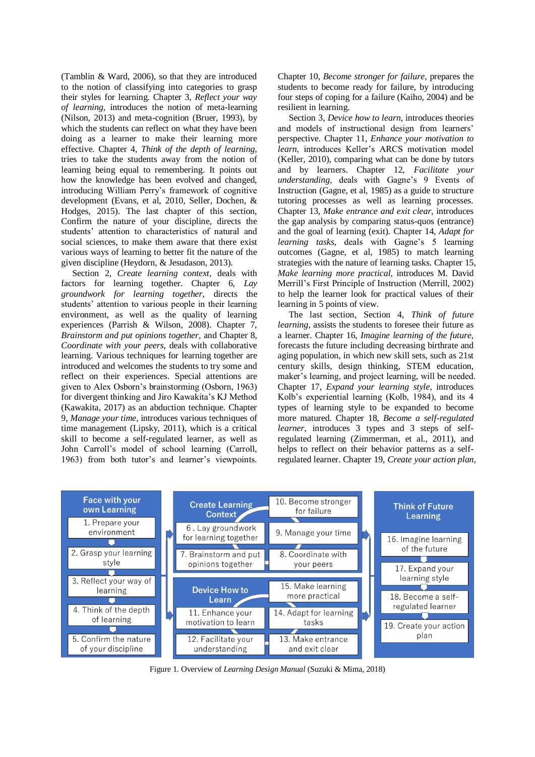(Tamblin & Ward, 2006), so that they are introduced to the notion of classifying into categories to grasp their styles for learning. Chapter 3, *Reflect your way of learning*, introduces the notion of meta-learning (Nilson, 2013) and meta-cognition (Bruer, 1993), by which the students can reflect on what they have been doing as a learner to make their learning more effective. Chapter 4, *Think of the depth of learning*, tries to take the students away from the notion of learning being equal to remembering. It points out how the knowledge has been evolved and changed, introducing William Perry's framework of cognitive development (Evans, et al, 2010, Seller, Dochen, & Hodges, 2015). The last chapter of this section, Confirm the nature of your discipline, directs the students' attention to characteristics of natural and social sciences, to make them aware that there exist various ways of learning to better fit the nature of the given discipline (Heydorn, & Jesudason, 2013).

Section 2, *Create learning context*, deals with factors for learning together. Chapter 6, *Lay groundwork for learning together*, directs the students' attention to various people in their learning environment, as well as the quality of learning experiences (Parrish & Wilson, 2008). Chapter 7, *Brainstorm and put opinions together*, and Chapter 8, *Coordinate with your peers*, deals with collaborative learning. Various techniques for learning together are introduced and welcomes the students to try some and reflect on their experiences. Special attentions are given to Alex Osborn's brainstorming (Osborn, 1963) for divergent thinking and Jiro Kawakita's KJ Method (Kawakita, 2017) as an abduction technique. Chapter 9, *Manage your time*, introduces various techniques of time management (Lipsky, 2011), which is a critical skill to become a self-regulated learner, as well as John Carroll's model of school learning (Carroll, 1963) from both tutor's and learner's viewpoints. Chapter 10, *Become stronger for failure*, prepares the students to become ready for failure, by introducing four steps of coping for a failure (Kaiho, 2004) and be resilient in learning.

Section 3, *Device how to learn*, introduces theories and models of instructional design from learners' perspective. Chapter 11, *Enhance your motivation to learn*, introduces Keller's ARCS motivation model (Keller, 2010), comparing what can be done by tutors and by learners. Chapter 12, *Facilitate your understanding*, deals with Gagne's 9 Events of Instruction (Gagne, et al, 1985) as a guide to structure tutoring processes as well as learning processes. Chapter 13, *Make entrance and exit clear*, introduces the gap analysis by comparing status-quos (entrance) and the goal of learning (exit). Chapter 14, *Adapt for learning tasks*, deals with Gagne's 5 learning outcomes (Gagne, et al, 1985) to match learning strategies with the nature of learning tasks. Chapter 15, *Make learning more practical*, introduces M. David Merrill's First Principle of Instruction (Merrill, 2002) to help the learner look for practical values of their learning in 5 points of view.

The last section, Section 4, *Think of future learning*, assists the students to foresee their future as a learner. Chapter 16, *Imagine learning of the future*, forecasts the future including decreasing birthrate and aging population, in which new skill sets, such as 21st century skills, design thinking, STEM education, maker's learning, and project learning, will be needed. Chapter 17, *Expand your learning style*, introduces Kolb's experiential learning (Kolb, 1984), and its 4 types of learning style to be expanded to become more matured. Chapter 18, *Become a self-regulated learner*, introduces 3 types and 3 steps of self-regulated learning (Zimmerman, et al., 2011), and helps to reflect on their behavior patterns as a self-regulated learner. Chapter 19, *Create your action plan*,

| Face with your own Learning | Create Learning Context | | Think of Future Learning |
|---|---|---|---|
| 1. Prepare your environment | 6. Lay groundwork for learning together | 10. Become stronger for failure | 16. Imagine learning of the future |
| 2. Grasp your learning style | 7. Brainstorm and put opinions together | 9. Manage your time | 17. Expand your learning style |
| 3. Reflect your way of learning | | 8. Coordinate with your peers | 18. Become a self-regulated learner |
| 4. Think of the depth of learning | **Device How to Learn** | | 19. Create your action plan |
| | 11. Enhance your motivation to learn | 15. Make learning more practical | |
| | 12. Facilitate your understanding | 14. Adapt for learning tasks | |
| 5. Confirm the nature of your discipline | | 13. Make entrance and exit clear | |

Figure 1. Overview of *Learning Design Manual* (Suzuki & Mima, 2018)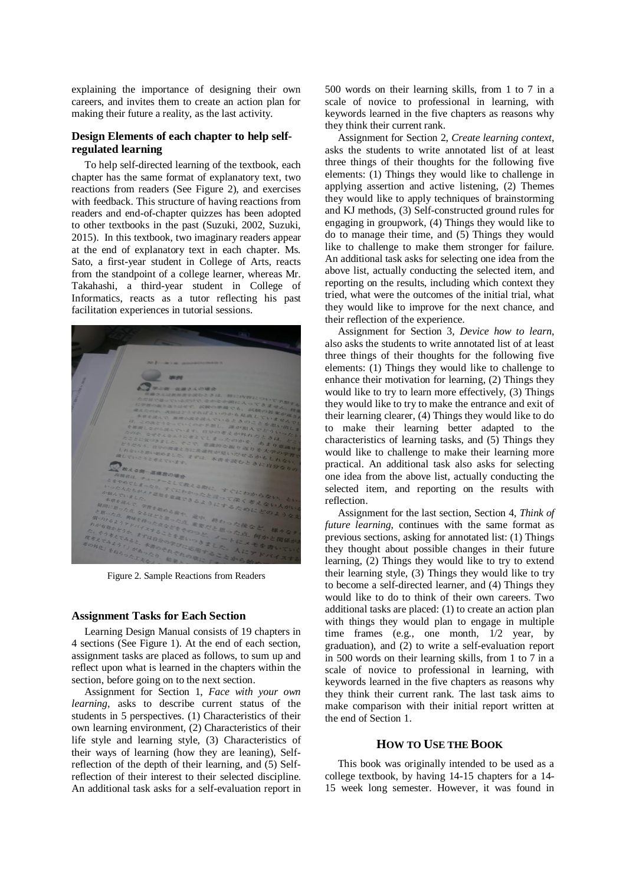explaining the importance of designing their own careers, and invites them to create an action plan for making their future a reality, as the last activity.

### Design Elements of each chapter to help self-regulated learning

To help self-directed learning of the textbook, each chapter has the same format of explanatory text, two reactions from readers (See Figure 2), and exercises with feedback. This structure of having reactions from readers and end-of-chapter quizzes has been adopted to other textbooks in the past (Suzuki, 2002, Suzuki, 2015). In this textbook, two imaginary readers appear at the end of explanatory text in each chapter. Ms. Sato, a first-year student in College of Arts, reacts from the standpoint of a college learner, whereas Mr. Takahashi, a third-year student in College of Informatics, reacts as a tutor reflecting his past facilitation experiences in tutorial sessions.

Figure 2. Sample Reactions from Readers

### Assignment Tasks for Each Section

Learning Design Manual consists of 19 chapters in 4 sections (See Figure 1). At the end of each section, assignment tasks are placed as follows, to sum up and reflect upon what is learned in the chapters within the section, before going on to the next section.

Assignment for Section 1, *Face with your own learning*, asks to describe current status of the students in 5 perspectives. (1) Characteristics of their own learning environment, (2) Characteristics of their life style and learning style, (3) Characteristics of their ways of learning (how they are leaning), Self-reflection of the depth of their learning, and (5) Self-reflection of their interest to their selected discipline. An additional task asks for a self-evaluation report in 500 words on their learning skills, from 1 to 7 in a scale of novice to professional in learning, with keywords learned in the five chapters as reasons why they think their current rank.

Assignment for Section 2, *Create learning context*, asks the students to write annotated list of at least three things of their thoughts for the following five elements: (1) Things they would like to challenge in applying assertion and active listening, (2) Themes they would like to apply techniques of brainstorming and KJ methods, (3) Self-constructed ground rules for engaging in groupwork, (4) Things they would like to do to manage their time, and (5) Things they would like to challenge to make them stronger for failure. An additional task asks for selecting one idea from the above list, actually conducting the selected item, and reporting on the results, including which context they tried, what were the outcomes of the initial trial, what they would like to improve for the next chance, and their reflection of the experience.

Assignment for Section 3, *Device how to learn*, also asks the students to write annotated list of at least three things of their thoughts for the following five elements: (1) Things they would like to challenge to enhance their motivation for learning, (2) Things they would like to try to learn more effectively, (3) Things they would like to try to make the entrance and exit of their learning clearer, (4) Things they would like to do to make their learning better adapted to the characteristics of learning tasks, and (5) Things they would like to challenge to make their learning more practical. An additional task also asks for selecting one idea from the above list, actually conducting the selected item, and reporting on the results with reflection.

Assignment for the last section, Section 4, *Think of future learning*, continues with the same format as previous sections, asking for annotated list: (1) Things they thought about possible changes in their future learning, (2) Things they would like to try to extend their learning style, (3) Things they would like to try to become a self-directed learner, and (4) Things they would like to do to think of their own careers. Two additional tasks are placed: (1) to create an action plan with things they would plan to engage in multiple time frames (e.g., one month, 1/2 year, by graduation), and (2) to write a self-evaluation report in 500 words on their learning skills, from 1 to 7 in a scale of novice to professional in learning, with keywords learned in the five chapters as reasons why they think their current rank. The last task aims to make comparison with their initial report written at the end of Section 1.

## HOW TO USE THE BOOK

This book was originally intended to be used as a college textbook, by having 14-15 chapters for a 14-15 week long semester. However, it was found in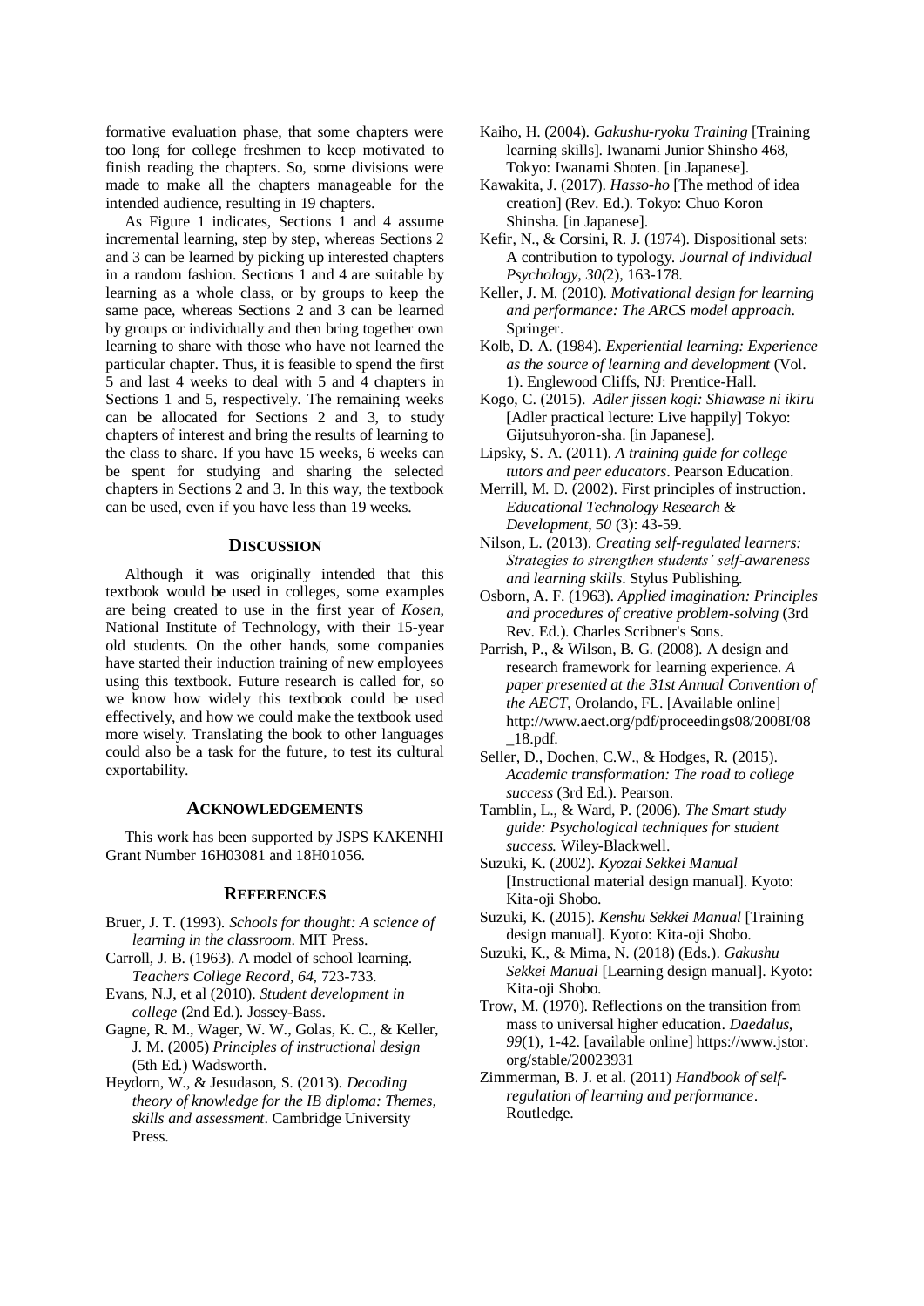formative evaluation phase, that some chapters were too long for college freshmen to keep motivated to finish reading the chapters. So, some divisions were made to make all the chapters manageable for the intended audience, resulting in 19 chapters.

As Figure 1 indicates, Sections 1 and 4 assume incremental learning, step by step, whereas Sections 2 and 3 can be learned by picking up interested chapters in a random fashion. Sections 1 and 4 are suitable by learning as a whole class, or by groups to keep the same pace, whereas Sections 2 and 3 can be learned by groups or individually and then bring together own learning to share with those who have not learned the particular chapter. Thus, it is feasible to spend the first 5 and last 4 weeks to deal with 5 and 4 chapters in Sections 1 and 5, respectively. The remaining weeks can be allocated for Sections 2 and 3, to study chapters of interest and bring the results of learning to the class to share. If you have 15 weeks, 6 weeks can be spent for studying and sharing the selected chapters in Sections 2 and 3. In this way, the textbook can be used, even if you have less than 19 weeks.

## DISCUSSION

Although it was originally intended that this textbook would be used in colleges, some examples are being created to use in the first year of *Kosen*, National Institute of Technology, with their 15-year old students. On the other hands, some companies have started their induction training of new employees using this textbook. Future research is called for, so we know how widely this textbook could be used effectively, and how we could make the textbook used more wisely. Translating the book to other languages could also be a task for the future, to test its cultural exportability.

## ACKNOWLEDGEMENTS

This work has been supported by JSPS KAKENHI Grant Number 16H03081 and 18H01056.

## REFERENCES

Bruer, J. T. (1993). *Schools for thought: A science of learning in the classroom*. MIT Press.

Carroll, J. B. (1963). A model of school learning. *Teachers College Record, 64*, 723-733.

Evans, N.J, et al (2010). *Student development in college* (2nd Ed.). Jossey-Bass.

Gagne, R. M., Wager, W. W., Golas, K. C., & Keller, J. M. (2005) *Principles of instructional design* (5th Ed.) Wadsworth.

Heydorn, W., & Jesudason, S. (2013). *Decoding theory of knowledge for the IB diploma: Themes, skills and assessment*. Cambridge University Press.

Kaiho, H. (2004). *Gakushu-ryoku Training* [Training learning skills]. Iwanami Junior Shinsho 468, Tokyo: Iwanami Shoten. [in Japanese].

Kawakita, J. (2017). *Hasso-ho* [The method of idea creation] (Rev. Ed.). Tokyo: Chuo Koron Shinsha. [in Japanese].

Kefir, N., & Corsini, R. J. (1974). Dispositional sets: A contribution to typology. *Journal of Individual Psychology, 30(*2), 163-178.

Keller, J. M. (2010). *Motivational design for learning and performance: The ARCS model approach*. Springer.

Kolb, D. A. (1984). *Experiential learning: Experience as the source of learning and development* (Vol. 1). Englewood Cliffs, NJ: Prentice-Hall.

Kogo, C. (2015). *Adler jissen kogi: Shiawase ni ikiru* [Adler practical lecture: Live happily] Tokyo: Gijutsuhyoron-sha. [in Japanese].

Lipsky, S. A. (2011). *A training guide for college tutors and peer educators*. Pearson Education.

Merrill, M. D. (2002). First principles of instruction. *Educational Technology Research & Development, 50* (3): 43-59.

Nilson, L. (2013). *Creating self-regulated learners: Strategies to strengthen students' self-awareness and learning skills*. Stylus Publishing.

Osborn, A. F. (1963). *Applied imagination: Principles and procedures of creative problem-solving* (3rd Rev. Ed.). Charles Scribner's Sons.

Parrish, P., & Wilson, B. G. (2008). A design and research framework for learning experience. *A paper presented at the 31st Annual Convention of the AECT*, Orolando, FL. [Available online] http://www.aect.org/pdf/proceedings08/2008I/08_18.pdf.

Seller, D., Dochen, C.W., & Hodges, R. (2015). *Academic transformation: The road to college success* (3rd Ed.). Pearson.

Tamblin, L., & Ward, P. (2006). *The Smart study guide: Psychological techniques for student success.* Wiley-Blackwell.

Suzuki, K. (2002). *Kyozai Sekkei Manual* [Instructional material design manual]. Kyoto: Kita-oji Shobo.

Suzuki, K. (2015). *Kenshu Sekkei Manual* [Training design manual]. Kyoto: Kita-oji Shobo.

Suzuki, K., & Mima, N. (2018) (Eds.). *Gakushu Sekkei Manual* [Learning design manual]. Kyoto: Kita-oji Shobo.

Trow, M. (1970). Reflections on the transition from mass to universal higher education. *Daedalus, 99*(1), 1-42. [available online] https://www.jstor.org/stable/20023931

Zimmerman, B. J. et al. (2011) *Handbook of self-regulation of learning and performance*. Routledge.